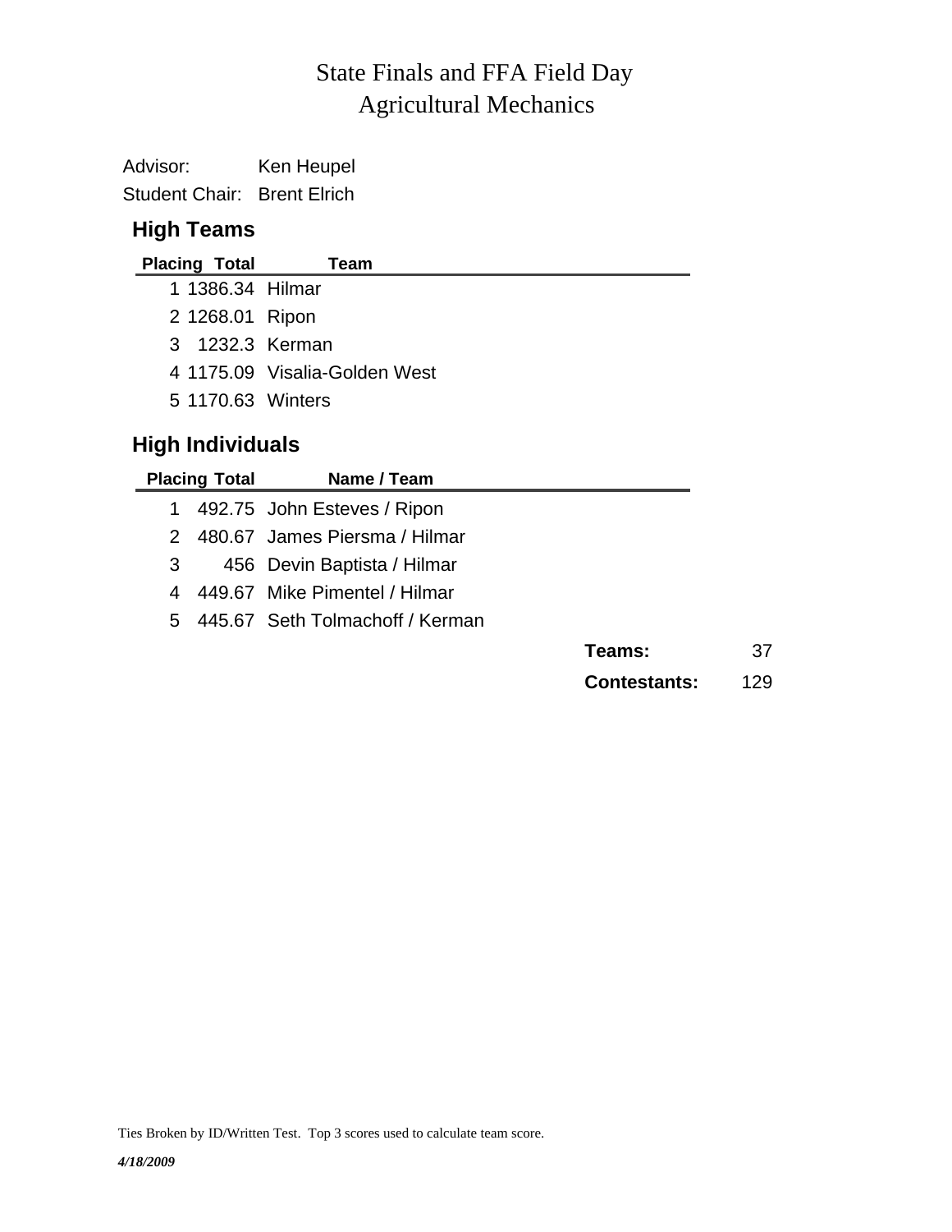# State Finals and FFA Field Day
# Agricultural Mechanics

Advisor: Ken Heupel
Student Chair: Brent Elrich

## High Teams

| Placing | Total | Team |
| --- | --- | --- |
| 1 | 1386.34 | Hilmar |
| 2 | 1268.01 | Ripon |
| 3 | 1232.3 | Kerman |
| 4 | 1175.09 | Visalia-Golden West |
| 5 | 1170.63 | Winters |

## High Individuals

| Placing | Total | Name / Team |
| --- | --- | --- |
| 1 | 492.75 | John Esteves / Ripon |
| 2 | 480.67 | James Piersma / Hilmar |
| 3 | 456 | Devin Baptista / Hilmar |
| 4 | 449.67 | Mike Pimentel / Hilmar |
| 5 | 445.67 | Seth Tolmachoff / Kerman |

**Teams:** 37

**Contestants:** 129

Ties Broken by ID/Written Test. Top 3 scores used to calculate team score.

*4/18/2009*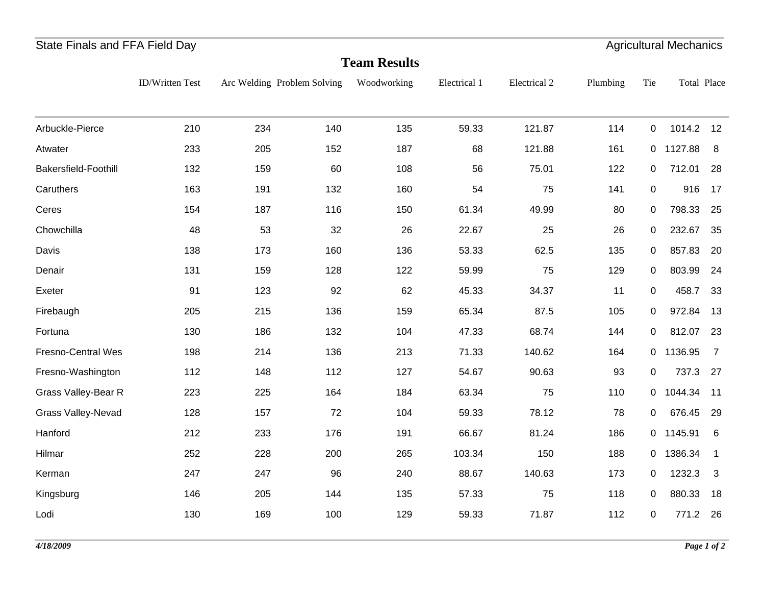State Finals and FFA Field Day — Agricultural Mechanics

# Team Results

| | ID/Written Test | Arc Welding | Problem Solving | Woodworking | Electrical 1 | Electrical 2 | Plumbing | Tie | Total | Place |
|---|---|---|---|---|---|---|---|---|---|---|
| Arbuckle-Pierce | 210 | 234 | 140 | 135 | 59.33 | 121.87 | 114 | 0 | 1014.2 | 12 |
| Atwater | 233 | 205 | 152 | 187 | 68 | 121.88 | 161 | 0 | 1127.88 | 8 |
| Bakersfield-Foothill | 132 | 159 | 60 | 108 | 56 | 75.01 | 122 | 0 | 712.01 | 28 |
| Caruthers | 163 | 191 | 132 | 160 | 54 | 75 | 141 | 0 | 916 | 17 |
| Ceres | 154 | 187 | 116 | 150 | 61.34 | 49.99 | 80 | 0 | 798.33 | 25 |
| Chowchilla | 48 | 53 | 32 | 26 | 22.67 | 25 | 26 | 0 | 232.67 | 35 |
| Davis | 138 | 173 | 160 | 136 | 53.33 | 62.5 | 135 | 0 | 857.83 | 20 |
| Denair | 131 | 159 | 128 | 122 | 59.99 | 75 | 129 | 0 | 803.99 | 24 |
| Exeter | 91 | 123 | 92 | 62 | 45.33 | 34.37 | 11 | 0 | 458.7 | 33 |
| Firebaugh | 205 | 215 | 136 | 159 | 65.34 | 87.5 | 105 | 0 | 972.84 | 13 |
| Fortuna | 130 | 186 | 132 | 104 | 47.33 | 68.74 | 144 | 0 | 812.07 | 23 |
| Fresno-Central Wes | 198 | 214 | 136 | 213 | 71.33 | 140.62 | 164 | 0 | 1136.95 | 7 |
| Fresno-Washington | 112 | 148 | 112 | 127 | 54.67 | 90.63 | 93 | 0 | 737.3 | 27 |
| Grass Valley-Bear R | 223 | 225 | 164 | 184 | 63.34 | 75 | 110 | 0 | 1044.34 | 11 |
| Grass Valley-Nevad | 128 | 157 | 72 | 104 | 59.33 | 78.12 | 78 | 0 | 676.45 | 29 |
| Hanford | 212 | 233 | 176 | 191 | 66.67 | 81.24 | 186 | 0 | 1145.91 | 6 |
| Hilmar | 252 | 228 | 200 | 265 | 103.34 | 150 | 188 | 0 | 1386.34 | 1 |
| Kerman | 247 | 247 | 96 | 240 | 88.67 | 140.63 | 173 | 0 | 1232.3 | 3 |
| Kingsburg | 146 | 205 | 144 | 135 | 57.33 | 75 | 118 | 0 | 880.33 | 18 |
| Lodi | 130 | 169 | 100 | 129 | 59.33 | 71.87 | 112 | 0 | 771.2 | 26 |

*4/18/2009*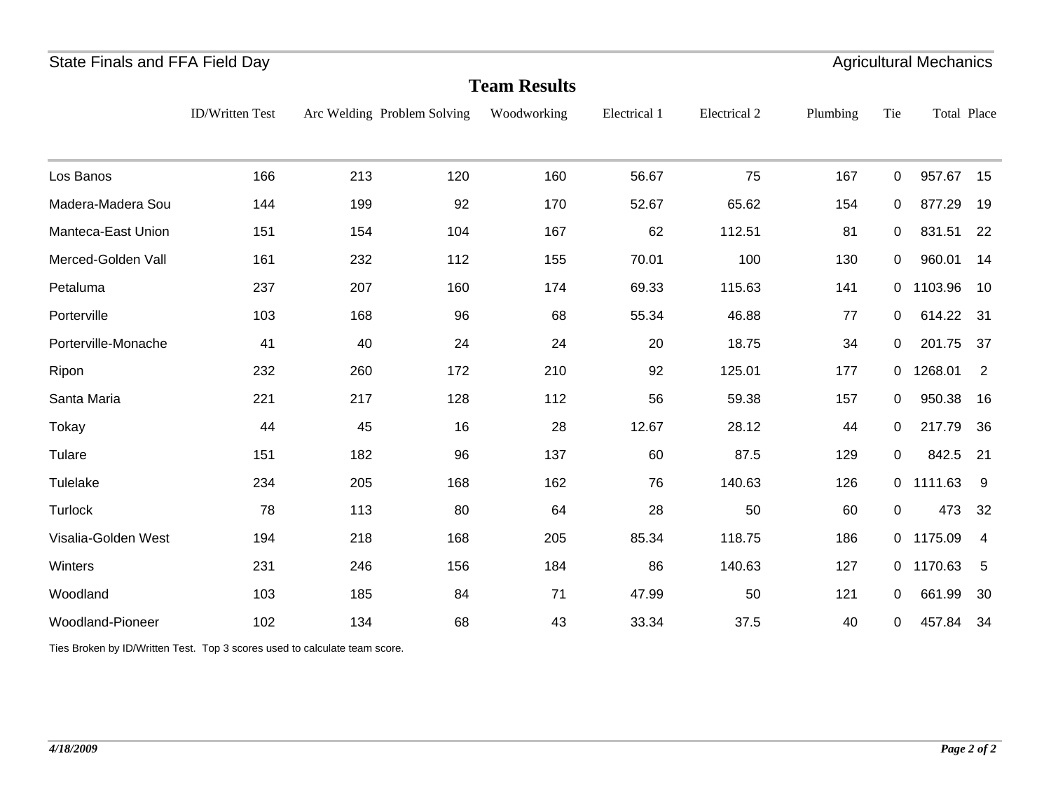State Finals and FFA Field Day | Agricultural Mechanics

## Team Results

| | ID/Written Test | Arc Welding | Problem Solving | Woodworking | Electrical 1 | Electrical 2 | Plumbing | Tie | Total | Place |
|---|---|---|---|---|---|---|---|---|---|---|
| Los Banos | 166 | 213 | 120 | 160 | 56.67 | 75 | 167 | 0 | 957.67 | 15 |
| Madera-Madera Sou | 144 | 199 | 92 | 170 | 52.67 | 65.62 | 154 | 0 | 877.29 | 19 |
| Manteca-East Union | 151 | 154 | 104 | 167 | 62 | 112.51 | 81 | 0 | 831.51 | 22 |
| Merced-Golden Vall | 161 | 232 | 112 | 155 | 70.01 | 100 | 130 | 0 | 960.01 | 14 |
| Petaluma | 237 | 207 | 160 | 174 | 69.33 | 115.63 | 141 | 0 | 1103.96 | 10 |
| Porterville | 103 | 168 | 96 | 68 | 55.34 | 46.88 | 77 | 0 | 614.22 | 31 |
| Porterville-Monache | 41 | 40 | 24 | 24 | 20 | 18.75 | 34 | 0 | 201.75 | 37 |
| Ripon | 232 | 260 | 172 | 210 | 92 | 125.01 | 177 | 0 | 1268.01 | 2 |
| Santa Maria | 221 | 217 | 128 | 112 | 56 | 59.38 | 157 | 0 | 950.38 | 16 |
| Tokay | 44 | 45 | 16 | 28 | 12.67 | 28.12 | 44 | 0 | 217.79 | 36 |
| Tulare | 151 | 182 | 96 | 137 | 60 | 87.5 | 129 | 0 | 842.5 | 21 |
| Tulelake | 234 | 205 | 168 | 162 | 76 | 140.63 | 126 | 0 | 1111.63 | 9 |
| Turlock | 78 | 113 | 80 | 64 | 28 | 50 | 60 | 0 | 473 | 32 |
| Visalia-Golden West | 194 | 218 | 168 | 205 | 85.34 | 118.75 | 186 | 0 | 1175.09 | 4 |
| Winters | 231 | 246 | 156 | 184 | 86 | 140.63 | 127 | 0 | 1170.63 | 5 |
| Woodland | 103 | 185 | 84 | 71 | 47.99 | 50 | 121 | 0 | 661.99 | 30 |
| Woodland-Pioneer | 102 | 134 | 68 | 43 | 33.34 | 37.5 | 40 | 0 | 457.84 | 34 |

Ties Broken by ID/Written Test. Top 3 scores used to calculate team score.

*4/18/2009*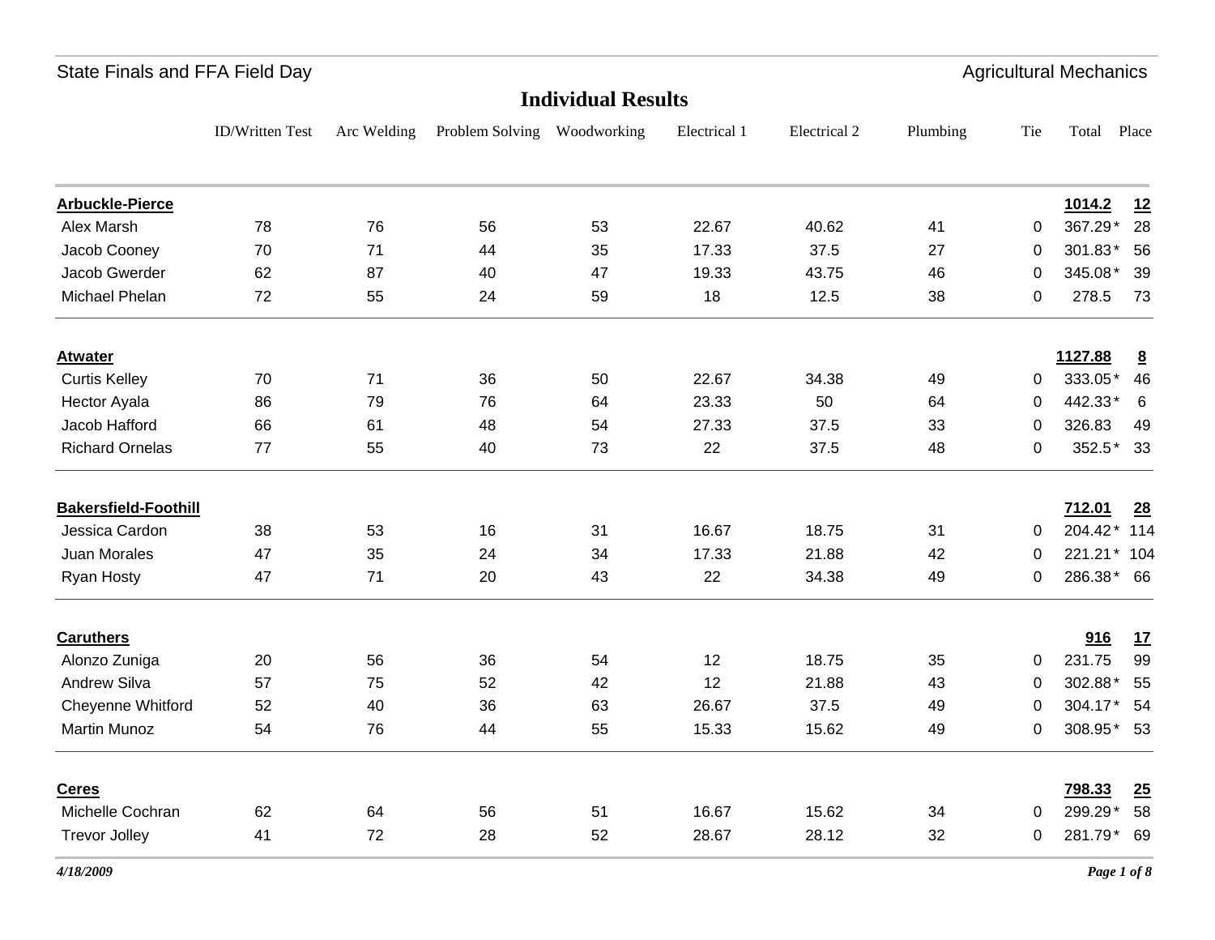State Finals and FFA Field Day — Agricultural Mechanics

## Individual Results

| | ID/Written Test | Arc Welding | Problem Solving | Woodworking | Electrical 1 | Electrical 2 | Plumbing | Tie | Total | Place |
|---|---|---|---|---|---|---|---|---|---|---|
| **Arbuckle-Pierce** | | | | | | | | | **1014.2** | **12** |
| Alex Marsh | 78 | 76 | 56 | 53 | 22.67 | 40.62 | 41 | 0 | 367.29* | 28 |
| Jacob Cooney | 70 | 71 | 44 | 35 | 17.33 | 37.5 | 27 | 0 | 301.83* | 56 |
| Jacob Gwerder | 62 | 87 | 40 | 47 | 19.33 | 43.75 | 46 | 0 | 345.08* | 39 |
| Michael Phelan | 72 | 55 | 24 | 59 | 18 | 12.5 | 38 | 0 | 278.5 | 73 |
| **Atwater** | | | | | | | | | **1127.88** | **8** |
| Curtis Kelley | 70 | 71 | 36 | 50 | 22.67 | 34.38 | 49 | 0 | 333.05* | 46 |
| Hector Ayala | 86 | 79 | 76 | 64 | 23.33 | 50 | 64 | 0 | 442.33* | 6 |
| Jacob Hafford | 66 | 61 | 48 | 54 | 27.33 | 37.5 | 33 | 0 | 326.83 | 49 |
| Richard Ornelas | 77 | 55 | 40 | 73 | 22 | 37.5 | 48 | 0 | 352.5* | 33 |
| **Bakersfield-Foothill** | | | | | | | | | **712.01** | **28** |
| Jessica Cardon | 38 | 53 | 16 | 31 | 16.67 | 18.75 | 31 | 0 | 204.42* | 114 |
| Juan Morales | 47 | 35 | 24 | 34 | 17.33 | 21.88 | 42 | 0 | 221.21* | 104 |
| Ryan Hosty | 47 | 71 | 20 | 43 | 22 | 34.38 | 49 | 0 | 286.38* | 66 |
| **Caruthers** | | | | | | | | | **916** | **17** |
| Alonzo Zuniga | 20 | 56 | 36 | 54 | 12 | 18.75 | 35 | 0 | 231.75 | 99 |
| Andrew Silva | 57 | 75 | 52 | 42 | 12 | 21.88 | 43 | 0 | 302.88* | 55 |
| Cheyenne Whitford | 52 | 40 | 36 | 63 | 26.67 | 37.5 | 49 | 0 | 304.17* | 54 |
| Martin Munoz | 54 | 76 | 44 | 55 | 15.33 | 15.62 | 49 | 0 | 308.95* | 53 |
| **Ceres** | | | | | | | | | **798.33** | **25** |
| Michelle Cochran | 62 | 64 | 56 | 51 | 16.67 | 15.62 | 34 | 0 | 299.29* | 58 |
| Trevor Jolley | 41 | 72 | 28 | 52 | 28.67 | 28.12 | 32 | 0 | 281.79* | 69 |

*4/18/2009*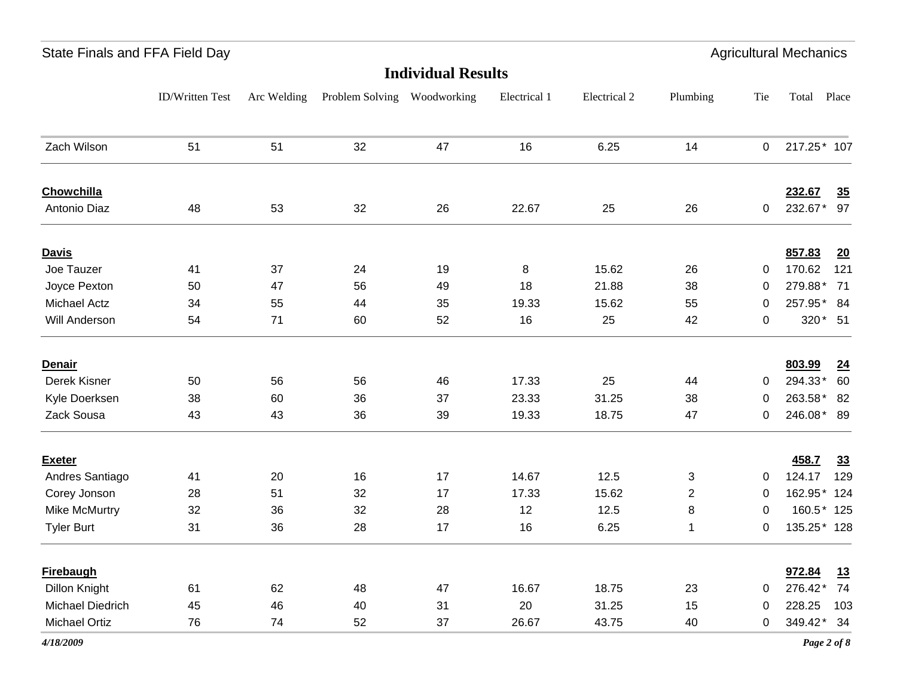## Individual Results

| | ID/Written Test | Arc Welding | Problem Solving | Woodworking | Electrical 1 | Electrical 2 | Plumbing | Tie | Total | Place |
|---|---|---|---|---|---|---|---|---|---|---|
| Zach Wilson | 51 | 51 | 32 | 47 | 16 | 6.25 | 14 | 0 | 217.25* | 107 |
| **Chowchilla** | | | | | | | | | **232.67** | **35** |
| Antonio Diaz | 48 | 53 | 32 | 26 | 22.67 | 25 | 26 | 0 | 232.67* | 97 |
| **Davis** | | | | | | | | | **857.83** | **20** |
| Joe Tauzer | 41 | 37 | 24 | 19 | 8 | 15.62 | 26 | 0 | 170.62 | 121 |
| Joyce Pexton | 50 | 47 | 56 | 49 | 18 | 21.88 | 38 | 0 | 279.88* | 71 |
| Michael Actz | 34 | 55 | 44 | 35 | 19.33 | 15.62 | 55 | 0 | 257.95* | 84 |
| Will Anderson | 54 | 71 | 60 | 52 | 16 | 25 | 42 | 0 | 320* | 51 |
| **Denair** | | | | | | | | | **803.99** | **24** |
| Derek Kisner | 50 | 56 | 56 | 46 | 17.33 | 25 | 44 | 0 | 294.33* | 60 |
| Kyle Doerksen | 38 | 60 | 36 | 37 | 23.33 | 31.25 | 38 | 0 | 263.58* | 82 |
| Zack Sousa | 43 | 43 | 36 | 39 | 19.33 | 18.75 | 47 | 0 | 246.08* | 89 |
| **Exeter** | | | | | | | | | **458.7** | **33** |
| Andres Santiago | 41 | 20 | 16 | 17 | 14.67 | 12.5 | 3 | 0 | 124.17 | 129 |
| Corey Jonson | 28 | 51 | 32 | 17 | 17.33 | 15.62 | 2 | 0 | 162.95* | 124 |
| Mike McMurtry | 32 | 36 | 32 | 28 | 12 | 12.5 | 8 | 0 | 160.5* | 125 |
| Tyler Burt | 31 | 36 | 28 | 17 | 16 | 6.25 | 1 | 0 | 135.25* | 128 |
| **Firebaugh** | | | | | | | | | **972.84** | **13** |
| Dillon Knight | 61 | 62 | 48 | 47 | 16.67 | 18.75 | 23 | 0 | 276.42* | 74 |
| Michael Diedrich | 45 | 46 | 40 | 31 | 20 | 31.25 | 15 | 0 | 228.25 | 103 |
| Michael Ortiz | 76 | 74 | 52 | 37 | 26.67 | 43.75 | 40 | 0 | 349.42* | 34 |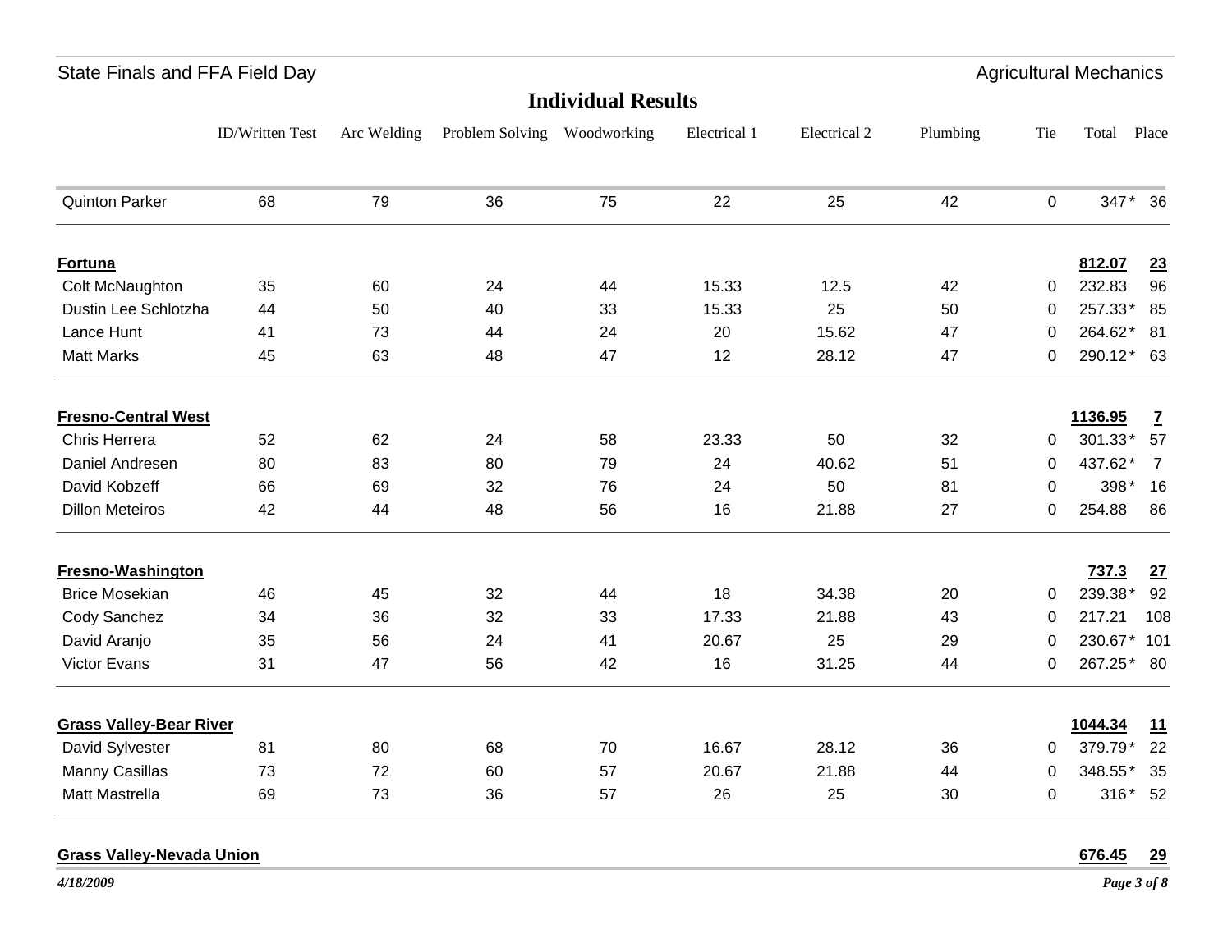## Individual Results

| | ID/Written Test | Arc Welding | Problem Solving | Woodworking | Electrical 1 | Electrical 2 | Plumbing | Tie | Total | Place |
|---|---|---|---|---|---|---|---|---|---|---|
| Quinton Parker | 68 | 79 | 36 | 75 | 22 | 25 | 42 | 0 | 347 * | 36 |
| **Fortuna** | | | | | | | | | **812.07** | **23** |
| Colt McNaughton | 35 | 60 | 24 | 44 | 15.33 | 12.5 | 42 | 0 | 232.83 | 96 |
| Dustin Lee Schlotzha | 44 | 50 | 40 | 33 | 15.33 | 25 | 50 | 0 | 257.33 * | 85 |
| Lance Hunt | 41 | 73 | 44 | 24 | 20 | 15.62 | 47 | 0 | 264.62 * | 81 |
| Matt Marks | 45 | 63 | 48 | 47 | 12 | 28.12 | 47 | 0 | 290.12 * | 63 |
| **Fresno-Central West** | | | | | | | | | **1136.95** | **7** |
| Chris Herrera | 52 | 62 | 24 | 58 | 23.33 | 50 | 32 | 0 | 301.33 * | 57 |
| Daniel Andresen | 80 | 83 | 80 | 79 | 24 | 40.62 | 51 | 0 | 437.62 * | 7 |
| David Kobzeff | 66 | 69 | 32 | 76 | 24 | 50 | 81 | 0 | 398 * | 16 |
| Dillon Meteiros | 42 | 44 | 48 | 56 | 16 | 21.88 | 27 | 0 | 254.88 | 86 |
| **Fresno-Washington** | | | | | | | | | **737.3** | **27** |
| Brice Mosekian | 46 | 45 | 32 | 44 | 18 | 34.38 | 20 | 0 | 239.38 * | 92 |
| Cody Sanchez | 34 | 36 | 32 | 33 | 17.33 | 21.88 | 43 | 0 | 217.21 | 108 |
| David Aranjo | 35 | 56 | 24 | 41 | 20.67 | 25 | 29 | 0 | 230.67 * | 101 |
| Victor Evans | 31 | 47 | 56 | 42 | 16 | 31.25 | 44 | 0 | 267.25 * | 80 |
| **Grass Valley-Bear River** | | | | | | | | | **1044.34** | **11** |
| David Sylvester | 81 | 80 | 68 | 70 | 16.67 | 28.12 | 36 | 0 | 379.79 * | 22 |
| Manny Casillas | 73 | 72 | 60 | 57 | 20.67 | 21.88 | 44 | 0 | 348.55 * | 35 |
| Matt Mastrella | 69 | 73 | 36 | 57 | 26 | 25 | 30 | 0 | 316 * | 52 |
| **Grass Valley-Nevada Union** | | | | | | | | | **676.45** | **29** |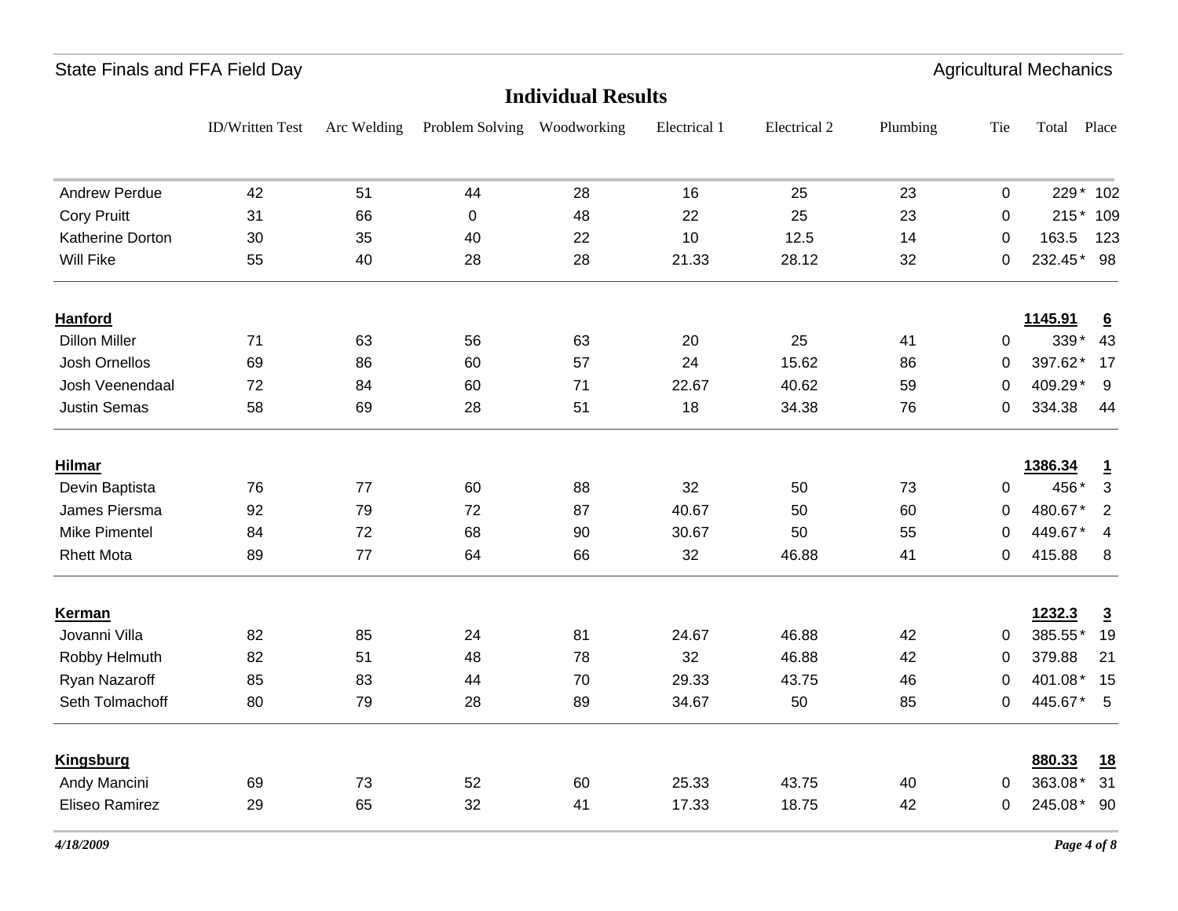## Individual Results

| | ID/Written Test | Arc Welding | Problem Solving | Woodworking | Electrical 1 | Electrical 2 | Plumbing | Tie | Total | Place |
|---|---|---|---|---|---|---|---|---|---|---|
| Andrew Perdue | 42 | 51 | 44 | 28 | 16 | 25 | 23 | 0 | 229* | 102 |
| Cory Pruitt | 31 | 66 | 0 | 48 | 22 | 25 | 23 | 0 | 215* | 109 |
| Katherine Dorton | 30 | 35 | 40 | 22 | 10 | 12.5 | 14 | 0 | 163.5 | 123 |
| Will Fike | 55 | 40 | 28 | 28 | 21.33 | 28.12 | 32 | 0 | 232.45* | 98 |
| **Hanford** | | | | | | | | | **1145.91** | **6** |
| Dillon Miller | 71 | 63 | 56 | 63 | 20 | 25 | 41 | 0 | 339* | 43 |
| Josh Ornellos | 69 | 86 | 60 | 57 | 24 | 15.62 | 86 | 0 | 397.62* | 17 |
| Josh Veenendaal | 72 | 84 | 60 | 71 | 22.67 | 40.62 | 59 | 0 | 409.29* | 9 |
| Justin Semas | 58 | 69 | 28 | 51 | 18 | 34.38 | 76 | 0 | 334.38 | 44 |
| **Hilmar** | | | | | | | | | **1386.34** | **1** |
| Devin Baptista | 76 | 77 | 60 | 88 | 32 | 50 | 73 | 0 | 456* | 3 |
| James Piersma | 92 | 79 | 72 | 87 | 40.67 | 50 | 60 | 0 | 480.67* | 2 |
| Mike Pimentel | 84 | 72 | 68 | 90 | 30.67 | 50 | 55 | 0 | 449.67* | 4 |
| Rhett Mota | 89 | 77 | 64 | 66 | 32 | 46.88 | 41 | 0 | 415.88 | 8 |
| **Kerman** | | | | | | | | | **1232.3** | **3** |
| Jovanni Villa | 82 | 85 | 24 | 81 | 24.67 | 46.88 | 42 | 0 | 385.55* | 19 |
| Robby Helmuth | 82 | 51 | 48 | 78 | 32 | 46.88 | 42 | 0 | 379.88 | 21 |
| Ryan Nazaroff | 85 | 83 | 44 | 70 | 29.33 | 43.75 | 46 | 0 | 401.08* | 15 |
| Seth Tolmachoff | 80 | 79 | 28 | 89 | 34.67 | 50 | 85 | 0 | 445.67* | 5 |
| **Kingsburg** | | | | | | | | | **880.33** | **18** |
| Andy Mancini | 69 | 73 | 52 | 60 | 25.33 | 43.75 | 40 | 0 | 363.08* | 31 |
| Eliseo Ramirez | 29 | 65 | 32 | 41 | 17.33 | 18.75 | 42 | 0 | 245.08* | 90 |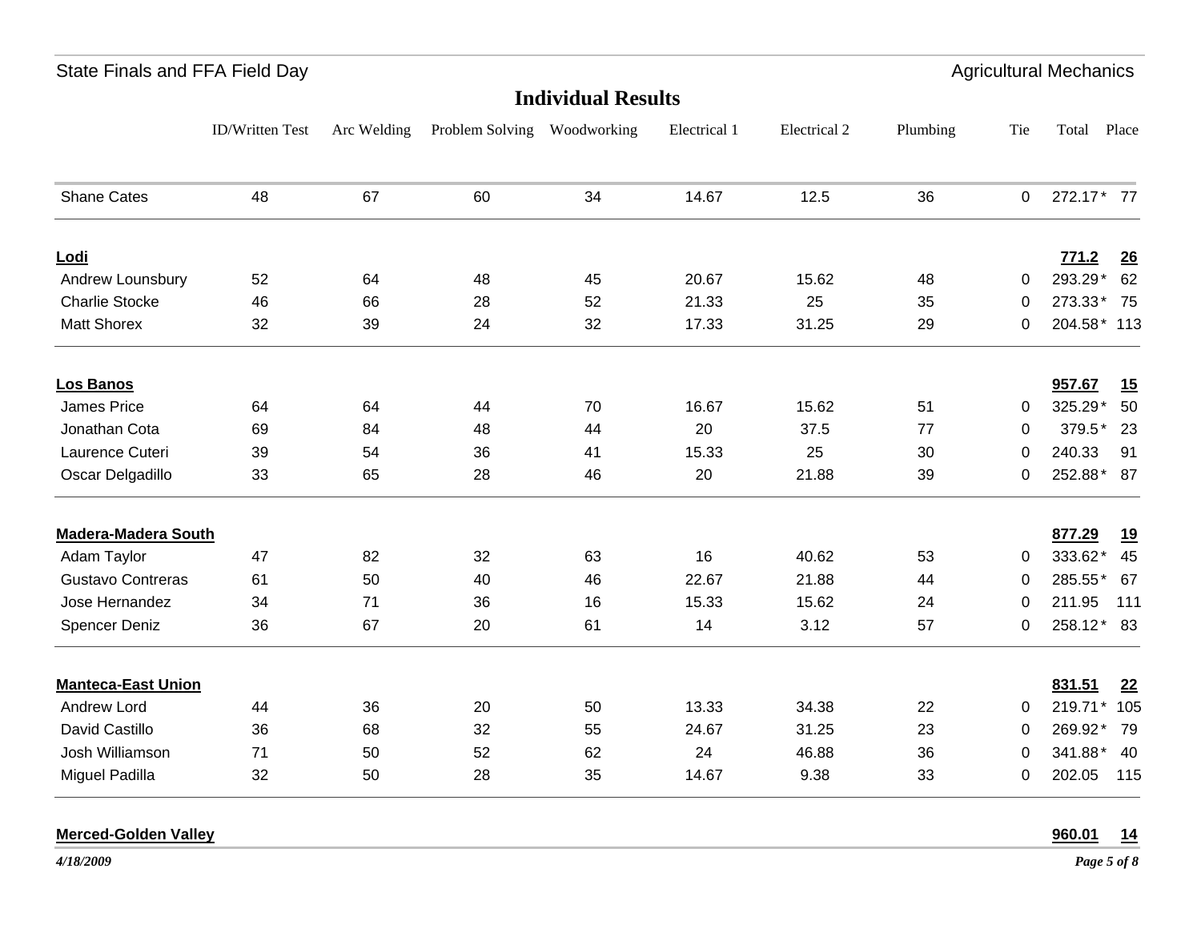## Individual Results

| | ID/Written Test | Arc Welding | Problem Solving | Woodworking | Electrical 1 | Electrical 2 | Plumbing | Tie | Total | Place |
|---|---|---|---|---|---|---|---|---|---|---|
| Shane Cates | 48 | 67 | 60 | 34 | 14.67 | 12.5 | 36 | 0 | 272.17* | 77 |
| **Lodi** | | | | | | | | | **771.2** | **26** |
| Andrew Lounsbury | 52 | 64 | 48 | 45 | 20.67 | 15.62 | 48 | 0 | 293.29* | 62 |
| Charlie Stocke | 46 | 66 | 28 | 52 | 21.33 | 25 | 35 | 0 | 273.33* | 75 |
| Matt Shorex | 32 | 39 | 24 | 32 | 17.33 | 31.25 | 29 | 0 | 204.58* | 113 |
| **Los Banos** | | | | | | | | | **957.67** | **15** |
| James Price | 64 | 64 | 44 | 70 | 16.67 | 15.62 | 51 | 0 | 325.29* | 50 |
| Jonathan Cota | 69 | 84 | 48 | 44 | 20 | 37.5 | 77 | 0 | 379.5* | 23 |
| Laurence Cuteri | 39 | 54 | 36 | 41 | 15.33 | 25 | 30 | 0 | 240.33 | 91 |
| Oscar Delgadillo | 33 | 65 | 28 | 46 | 20 | 21.88 | 39 | 0 | 252.88* | 87 |
| **Madera-Madera South** | | | | | | | | | **877.29** | **19** |
| Adam Taylor | 47 | 82 | 32 | 63 | 16 | 40.62 | 53 | 0 | 333.62* | 45 |
| Gustavo Contreras | 61 | 50 | 40 | 46 | 22.67 | 21.88 | 44 | 0 | 285.55* | 67 |
| Jose Hernandez | 34 | 71 | 36 | 16 | 15.33 | 15.62 | 24 | 0 | 211.95 | 111 |
| Spencer Deniz | 36 | 67 | 20 | 61 | 14 | 3.12 | 57 | 0 | 258.12* | 83 |
| **Manteca-East Union** | | | | | | | | | **831.51** | **22** |
| Andrew Lord | 44 | 36 | 20 | 50 | 13.33 | 34.38 | 22 | 0 | 219.71* | 105 |
| David Castillo | 36 | 68 | 32 | 55 | 24.67 | 31.25 | 23 | 0 | 269.92* | 79 |
| Josh Williamson | 71 | 50 | 52 | 62 | 24 | 46.88 | 36 | 0 | 341.88* | 40 |
| Miguel Padilla | 32 | 50 | 28 | 35 | 14.67 | 9.38 | 33 | 0 | 202.05 | 115 |
| **Merced-Golden Valley** | | | | | | | | | **960.01** | **14** |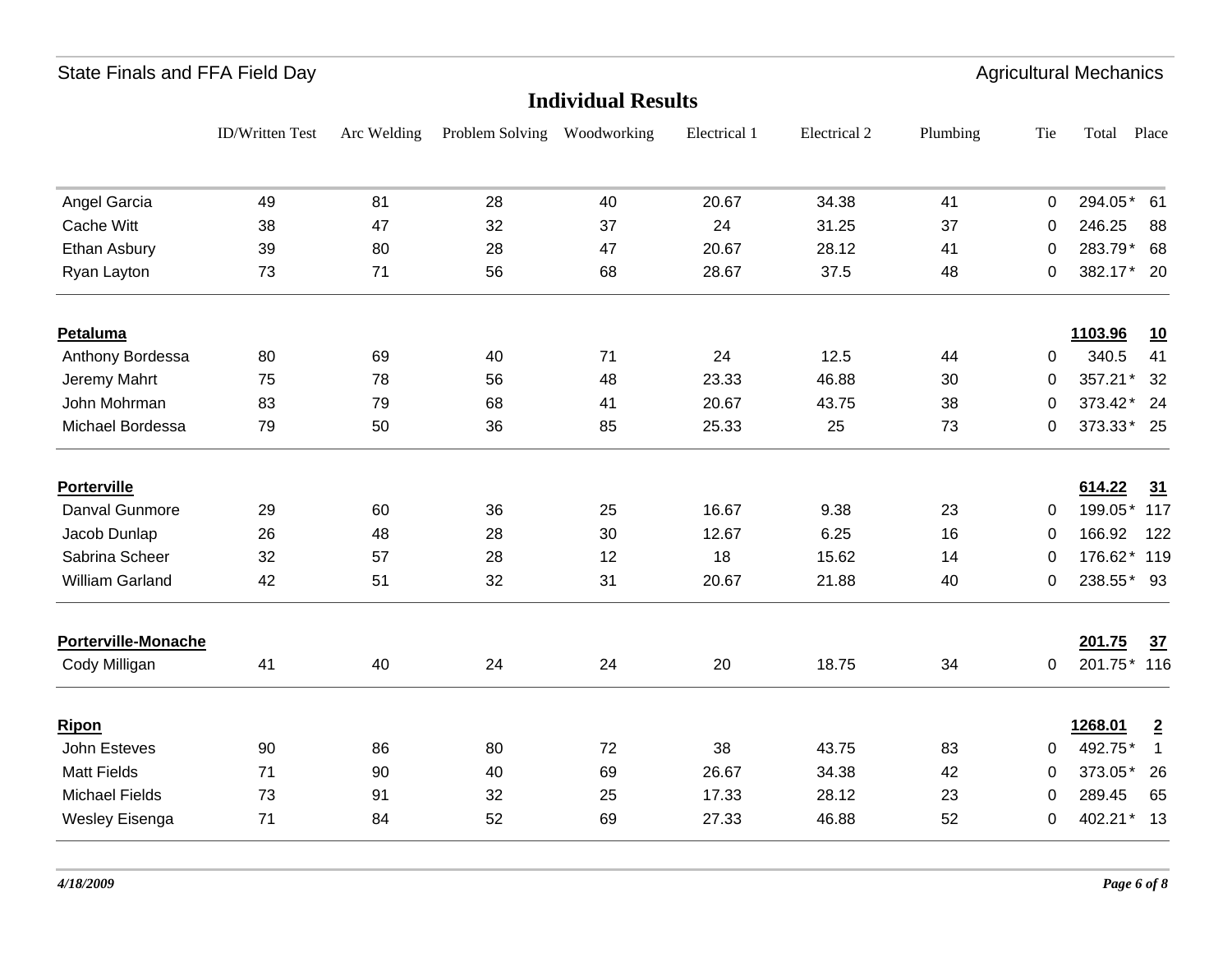## Individual Results

| | ID/Written Test | Arc Welding | Problem Solving | Woodworking | Electrical 1 | Electrical 2 | Plumbing | Tie | Total | Place |
|---|---|---|---|---|---|---|---|---|---|---|
| Angel Garcia | 49 | 81 | 28 | 40 | 20.67 | 34.38 | 41 | 0 | 294.05* | 61 |
| Cache Witt | 38 | 47 | 32 | 37 | 24 | 31.25 | 37 | 0 | 246.25 | 88 |
| Ethan Asbury | 39 | 80 | 28 | 47 | 20.67 | 28.12 | 41 | 0 | 283.79* | 68 |
| Ryan Layton | 73 | 71 | 56 | 68 | 28.67 | 37.5 | 48 | 0 | 382.17* | 20 |
| **Petaluma** | | | | | | | | | **1103.96** | **10** |
| Anthony Bordessa | 80 | 69 | 40 | 71 | 24 | 12.5 | 44 | 0 | 340.5 | 41 |
| Jeremy Mahrt | 75 | 78 | 56 | 48 | 23.33 | 46.88 | 30 | 0 | 357.21* | 32 |
| John Mohrman | 83 | 79 | 68 | 41 | 20.67 | 43.75 | 38 | 0 | 373.42* | 24 |
| Michael Bordessa | 79 | 50 | 36 | 85 | 25.33 | 25 | 73 | 0 | 373.33* | 25 |
| **Porterville** | | | | | | | | | **614.22** | **31** |
| Danval Gunmore | 29 | 60 | 36 | 25 | 16.67 | 9.38 | 23 | 0 | 199.05* | 117 |
| Jacob Dunlap | 26 | 48 | 28 | 30 | 12.67 | 6.25 | 16 | 0 | 166.92 | 122 |
| Sabrina Scheer | 32 | 57 | 28 | 12 | 18 | 15.62 | 14 | 0 | 176.62* | 119 |
| William Garland | 42 | 51 | 32 | 31 | 20.67 | 21.88 | 40 | 0 | 238.55* | 93 |
| **Porterville-Monache** | | | | | | | | | **201.75** | **37** |
| Cody Milligan | 41 | 40 | 24 | 24 | 20 | 18.75 | 34 | 0 | 201.75* | 116 |
| **Ripon** | | | | | | | | | **1268.01** | **2** |
| John Esteves | 90 | 86 | 80 | 72 | 38 | 43.75 | 83 | 0 | 492.75* | 1 |
| Matt Fields | 71 | 90 | 40 | 69 | 26.67 | 34.38 | 42 | 0 | 373.05* | 26 |
| Michael Fields | 73 | 91 | 32 | 25 | 17.33 | 28.12 | 23 | 0 | 289.45 | 65 |
| Wesley Eisenga | 71 | 84 | 52 | 69 | 27.33 | 46.88 | 52 | 0 | 402.21* | 13 |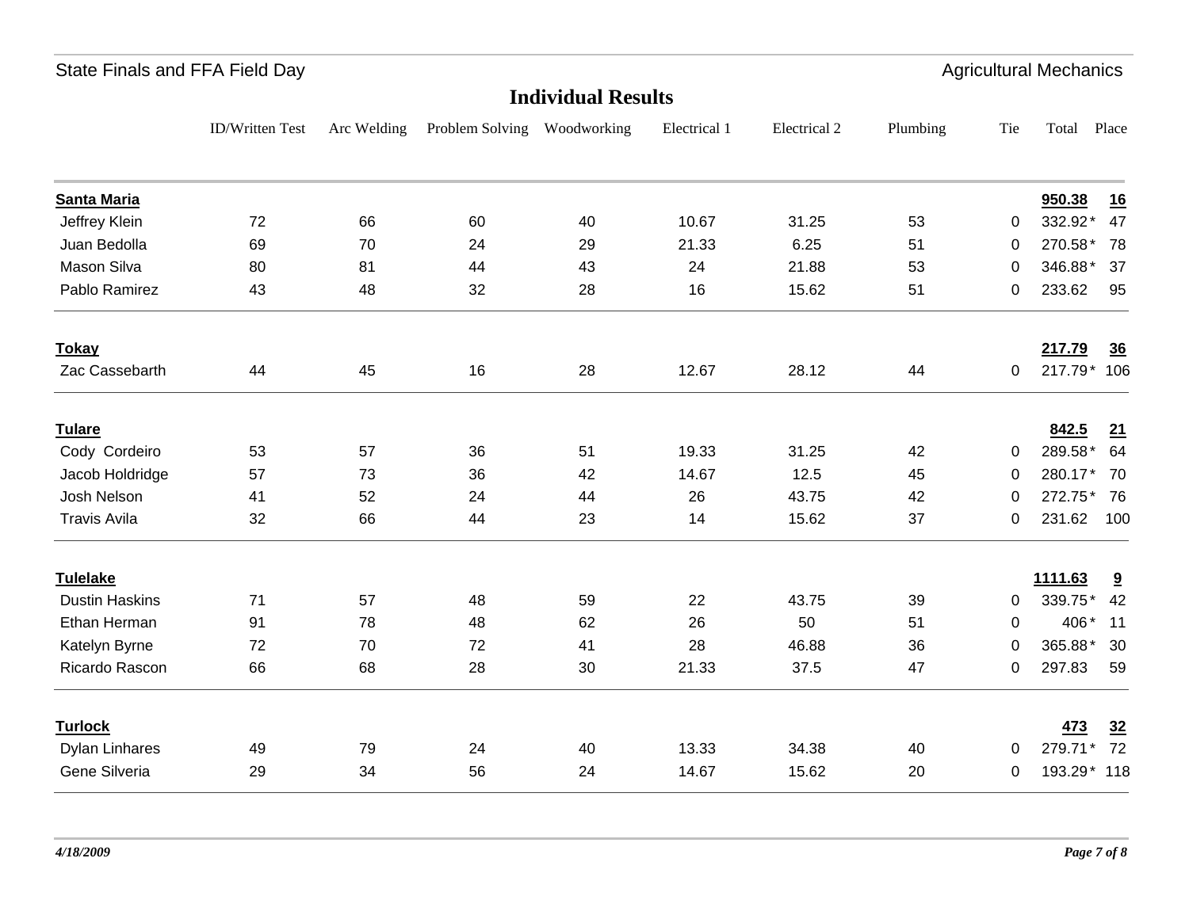## Individual Results

| | ID/Written Test | Arc Welding | Problem Solving | Woodworking | Electrical 1 | Electrical 2 | Plumbing | Tie | Total | Place |
|---|---|---|---|---|---|---|---|---|---|---|
| **Santa Maria** | | | | | | | | | **950.38** | **16** |
| Jeffrey Klein | 72 | 66 | 60 | 40 | 10.67 | 31.25 | 53 | 0 | 332.92* | 47 |
| Juan Bedolla | 69 | 70 | 24 | 29 | 21.33 | 6.25 | 51 | 0 | 270.58* | 78 |
| Mason Silva | 80 | 81 | 44 | 43 | 24 | 21.88 | 53 | 0 | 346.88* | 37 |
| Pablo Ramirez | 43 | 48 | 32 | 28 | 16 | 15.62 | 51 | 0 | 233.62 | 95 |
| **Tokay** | | | | | | | | | **217.79** | **36** |
| Zac Cassebarth | 44 | 45 | 16 | 28 | 12.67 | 28.12 | 44 | 0 | 217.79* | 106 |
| **Tulare** | | | | | | | | | **842.5** | **21** |
| Cody Cordeiro | 53 | 57 | 36 | 51 | 19.33 | 31.25 | 42 | 0 | 289.58* | 64 |
| Jacob Holdridge | 57 | 73 | 36 | 42 | 14.67 | 12.5 | 45 | 0 | 280.17* | 70 |
| Josh Nelson | 41 | 52 | 24 | 44 | 26 | 43.75 | 42 | 0 | 272.75* | 76 |
| Travis Avila | 32 | 66 | 44 | 23 | 14 | 15.62 | 37 | 0 | 231.62 | 100 |
| **Tulelake** | | | | | | | | | **1111.63** | **9** |
| Dustin Haskins | 71 | 57 | 48 | 59 | 22 | 43.75 | 39 | 0 | 339.75* | 42 |
| Ethan Herman | 91 | 78 | 48 | 62 | 26 | 50 | 51 | 0 | 406* | 11 |
| Katelyn Byrne | 72 | 70 | 72 | 41 | 28 | 46.88 | 36 | 0 | 365.88* | 30 |
| Ricardo Rascon | 66 | 68 | 28 | 30 | 21.33 | 37.5 | 47 | 0 | 297.83 | 59 |
| **Turlock** | | | | | | | | | **473** | **32** |
| Dylan Linhares | 49 | 79 | 24 | 40 | 13.33 | 34.38 | 40 | 0 | 279.71* | 72 |
| Gene Silveria | 29 | 34 | 56 | 24 | 14.67 | 15.62 | 20 | 0 | 193.29* | 118 |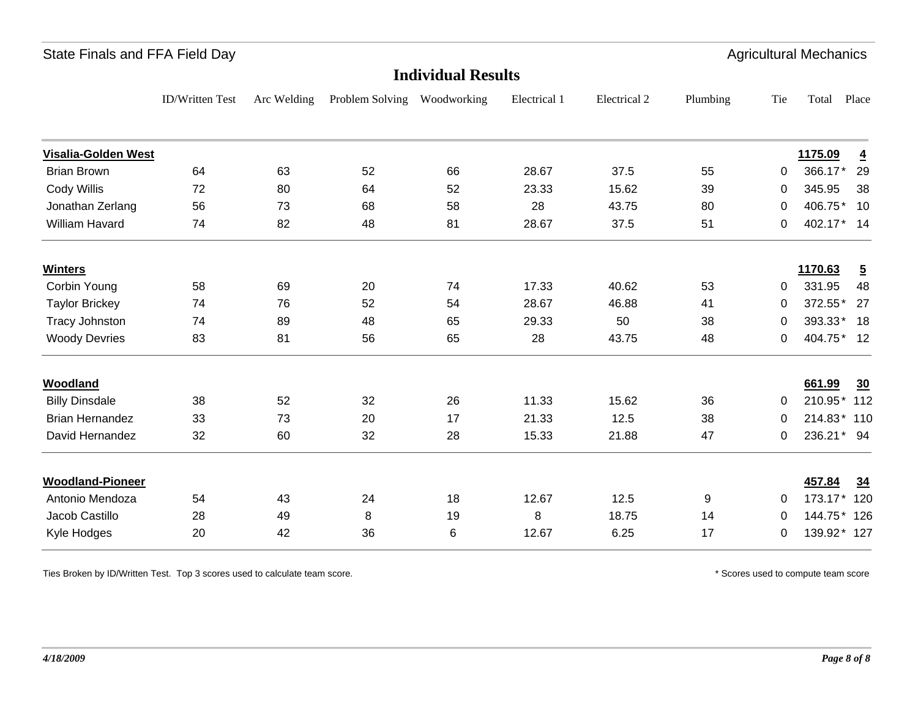State Finals and FFA Field Day — Agricultural Mechanics

## Individual Results

| | ID/Written Test | Arc Welding | Problem Solving | Woodworking | Electrical 1 | Electrical 2 | Plumbing | Tie | Total | Place |
|---|---|---|---|---|---|---|---|---|---|---|
| **Visalia-Golden West** | | | | | | | | | **1175.09** | **4** |
| Brian Brown | 64 | 63 | 52 | 66 | 28.67 | 37.5 | 55 | 0 | 366.17* | 29 |
| Cody Willis | 72 | 80 | 64 | 52 | 23.33 | 15.62 | 39 | 0 | 345.95 | 38 |
| Jonathan Zerlang | 56 | 73 | 68 | 58 | 28 | 43.75 | 80 | 0 | 406.75* | 10 |
| William Havard | 74 | 82 | 48 | 81 | 28.67 | 37.5 | 51 | 0 | 402.17* | 14 |
| **Winters** | | | | | | | | | **1170.63** | **5** |
| Corbin Young | 58 | 69 | 20 | 74 | 17.33 | 40.62 | 53 | 0 | 331.95 | 48 |
| Taylor Brickey | 74 | 76 | 52 | 54 | 28.67 | 46.88 | 41 | 0 | 372.55* | 27 |
| Tracy Johnston | 74 | 89 | 48 | 65 | 29.33 | 50 | 38 | 0 | 393.33* | 18 |
| Woody Devries | 83 | 81 | 56 | 65 | 28 | 43.75 | 48 | 0 | 404.75* | 12 |
| **Woodland** | | | | | | | | | **661.99** | **30** |
| Billy Dinsdale | 38 | 52 | 32 | 26 | 11.33 | 15.62 | 36 | 0 | 210.95* | 112 |
| Brian Hernandez | 33 | 73 | 20 | 17 | 21.33 | 12.5 | 38 | 0 | 214.83* | 110 |
| David Hernandez | 32 | 60 | 32 | 28 | 15.33 | 21.88 | 47 | 0 | 236.21* | 94 |
| **Woodland-Pioneer** | | | | | | | | | **457.84** | **34** |
| Antonio Mendoza | 54 | 43 | 24 | 18 | 12.67 | 12.5 | 9 | 0 | 173.17* | 120 |
| Jacob Castillo | 28 | 49 | 8 | 19 | 8 | 18.75 | 14 | 0 | 144.75* | 126 |
| Kyle Hodges | 20 | 42 | 36 | 6 | 12.67 | 6.25 | 17 | 0 | 139.92* | 127 |

Ties Broken by ID/Written Test. Top 3 scores used to calculate team score.

* Scores used to compute team score

*4/18/2009*